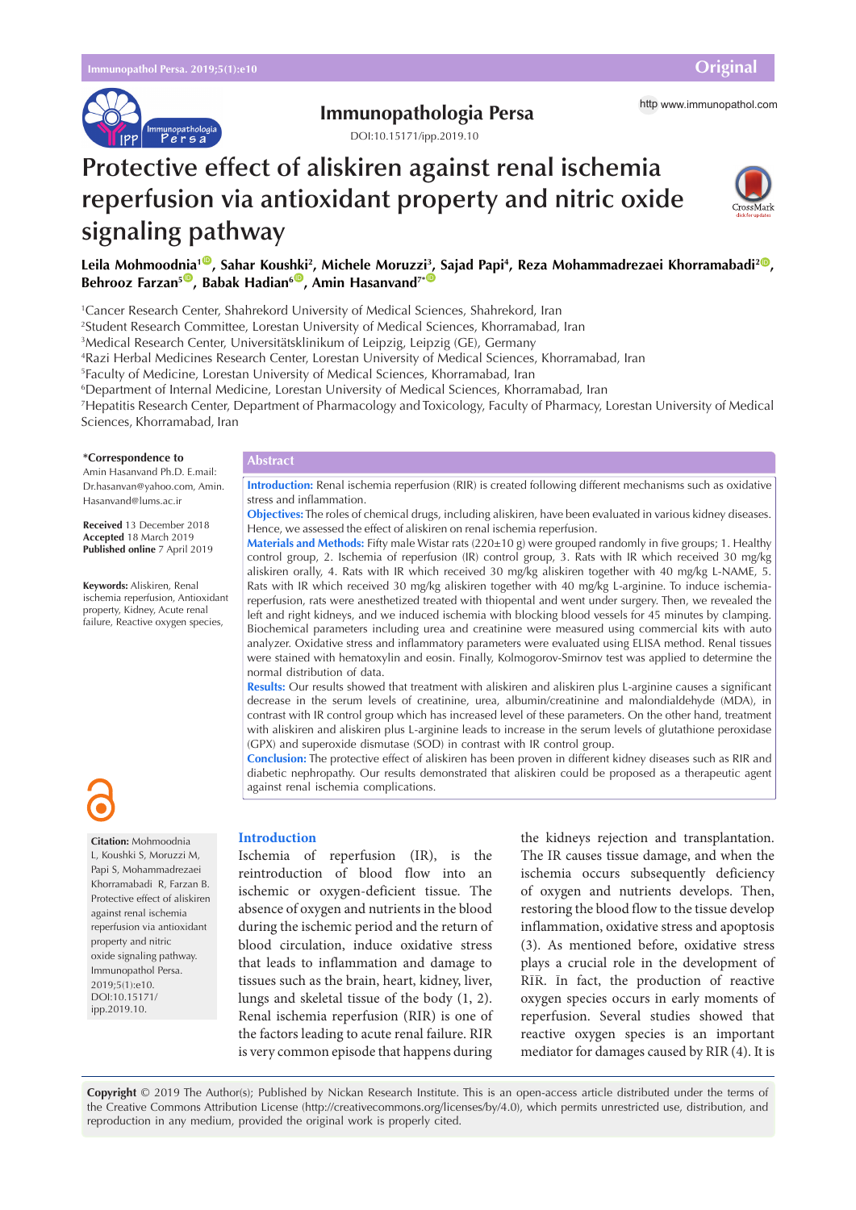Original

Immunopathologia Persa

DOI:10.15171/ipp.2019.10

http www.immunopathol.com

# Protective effect of aliskiren against renal ischemia reperfusion via antioxidant property and nitric oxide signaling pathway

**Leila Mohmoodnia[1], Sahar Koushki[2], Michele Moruzzi[3], Sajad Papi[4], Reza Mohammadrezaei Khorramabadi[2], Behrooz Farzan[5], Babak Hadian[6], Amin Hasanvand[7*]**

[1]Cancer Research Center, Shahrekord University of Medical Sciences, Shahrekord, Iran
[2]Student Research Committee, Lorestan University of Medical Sciences, Khorramabad, Iran
[3]Medical Research Center, Universitätsklinikum of Leipzig, Leipzig (GE), Germany
[4]Razi Herbal Medicines Research Center, Lorestan University of Medical Sciences, Khorramabad, Iran
[5]Faculty of Medicine, Lorestan University of Medical Sciences, Khorramabad, Iran
[6]Department of Internal Medicine, Lorestan University of Medical Sciences, Khorramabad, Iran
[7]Hepatitis Research Center, Department of Pharmacology and Toxicology, Faculty of Pharmacy, Lorestan University of Medical Sciences, Khorramabad, Iran

**\*Correspondence to**
Amin Hasanvand Ph.D. E.mail: Dr.hasanvan@yahoo.com, Amin.Hasanvand@lums.ac.ir

**Received** 13 December 2018
**Accepted** 18 March 2019
**Published online** 7 April 2019

**Keywords:** Aliskiren, Renal ischemia reperfusion, Antioxidant property, Kidney, Acute renal failure, Reactive oxygen species,

## Abstract

**Introduction:** Renal ischemia reperfusion (RIR) is created following different mechanisms such as oxidative stress and inflammation.

**Objectives:** The roles of chemical drugs, including aliskiren, have been evaluated in various kidney diseases. Hence, we assessed the effect of aliskiren on renal ischemia reperfusion.

**Materials and Methods:** Fifty male Wistar rats (220±10 g) were grouped randomly in five groups; 1. Healthy control group, 2. Ischemia of reperfusion (IR) control group, 3. Rats with IR which received 30 mg/kg aliskiren orally, 4. Rats with IR which received 30 mg/kg aliskiren together with 40 mg/kg L-NAME, 5. Rats with IR which received 30 mg/kg aliskiren together with 40 mg/kg L-arginine. To induce ischemia-reperfusion, rats were anesthetized treated with thiopental and went under surgery. Then, we revealed the left and right kidneys, and we induced ischemia with blocking blood vessels for 45 minutes by clamping. Biochemical parameters including urea and creatinine were measured using commercial kits with auto analyzer. Oxidative stress and inflammatory parameters were evaluated using ELISA method. Renal tissues were stained with hematoxylin and eosin. Finally, Kolmogorov-Smirnov test was applied to determine the normal distribution of data.

**Results:** Our results showed that treatment with aliskiren and aliskiren plus L-arginine causes a significant decrease in the serum levels of creatinine, urea, albumin/creatinine and malondialdehyde (MDA), in contrast with IR control group which has increased level of these parameters. On the other hand, treatment with aliskiren and aliskiren plus L-arginine leads to increase in the serum levels of glutathione peroxidase (GPX) and superoxide dismutase (SOD) in contrast with IR control group.

**Conclusion:** The protective effect of aliskiren has been proven in different kidney diseases such as RIR and diabetic nephropathy. Our results demonstrated that aliskiren could be proposed as a therapeutic agent against renal ischemia complications.

**Citation:** Mohmoodnia L, Koushki S, Moruzzi M, Papi S, Mohammadrezaei Khorramabadi R, Farzan B. Protective effect of aliskiren against renal ischemia reperfusion via antioxidant property and nitric oxide signaling pathway. Immunopathol Persa. 2019;5(1):e10. DOI:10.15171/ipp.2019.10.

## Introduction

Ischemia of reperfusion (IR), is the reintroduction of blood flow into an ischemic or oxygen-deficient tissue. The absence of oxygen and nutrients in the blood during the ischemic period and the return of blood circulation, induce oxidative stress that leads to inflammation and damage to tissues such as the brain, heart, kidney, liver, lungs and skeletal tissue of the body (1, 2). Renal ischemia reperfusion (RIR) is one of the factors leading to acute renal failure. RIR is very common episode that happens during the kidneys rejection and transplantation. The IR causes tissue damage, and when the ischemia occurs subsequently deficiency of oxygen and nutrients develops. Then, restoring the blood flow to the tissue develop inflammation, oxidative stress and apoptosis (3). As mentioned before, oxidative stress plays a crucial role in the development of RIR. In fact, the production of reactive oxygen species occurs in early moments of reperfusion. Several studies showed that reactive oxygen species is an important mediator for damages caused by RIR (4). It is

**Copyright** © 2019 The Author(s); Published by Nickan Research Institute. This is an open-access article distributed under the terms of the Creative Commons Attribution License (http://creativecommons.org/licenses/by/4.0), which permits unrestricted use, distribution, and reproduction in any medium, provided the original work is properly cited.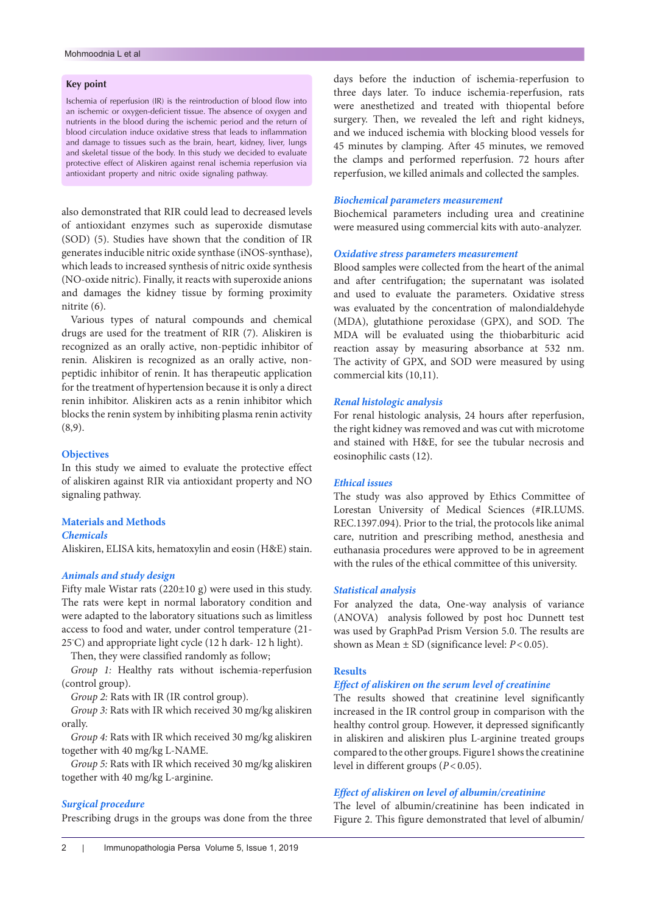## Key point

Ischemia of reperfusion (IR) is the reintroduction of blood flow into an ischemic or oxygen-deficient tissue. The absence of oxygen and nutrients in the blood during the ischemic period and the return of blood circulation induce oxidative stress that leads to inflammation and damage to tissues such as the brain, heart, kidney, liver, lungs and skeletal tissue of the body. In this study we decided to evaluate protective effect of Aliskiren against renal ischemia reperfusion via antioxidant property and nitric oxide signaling pathway.

also demonstrated that RIR could lead to decreased levels of antioxidant enzymes such as superoxide dismutase (SOD) (5). Studies have shown that the condition of IR generates inducible nitric oxide synthase (iNOS-synthase), which leads to increased synthesis of nitric oxide synthesis (NO-oxide nitric). Finally, it reacts with superoxide anions and damages the kidney tissue by forming proximity nitrite (6).

Various types of natural compounds and chemical drugs are used for the treatment of RIR (7). Aliskiren is recognized as an orally active, non-peptidic inhibitor of renin. Aliskiren is recognized as an orally active, non-peptidic inhibitor of renin. It has therapeutic application for the treatment of hypertension because it is only a direct renin inhibitor. Aliskiren acts as a renin inhibitor which blocks the renin system by inhibiting plasma renin activity (8,9).

## Objectives

In this study we aimed to evaluate the protective effect of aliskiren against RIR via antioxidant property and NO signaling pathway.

## Materials and Methods

### *Chemicals*

Aliskiren, ELISA kits, hematoxylin and eosin (H&E) stain.

### *Animals and study design*

Fifty male Wistar rats (220±10 g) were used in this study. The rats were kept in normal laboratory condition and were adapted to the laboratory situations such as limitless access to food and water, under control temperature (21-25°C) and appropriate light cycle (12 h dark- 12 h light).

Then, they were classified randomly as follow;

*Group 1:* Healthy rats without ischemia-reperfusion (control group).

*Group 2:* Rats with IR (IR control group).

*Group 3:* Rats with IR which received 30 mg/kg aliskiren orally.

*Group 4:* Rats with IR which received 30 mg/kg aliskiren together with 40 mg/kg L-NAME.

*Group 5:* Rats with IR which received 30 mg/kg aliskiren together with 40 mg/kg L-arginine.

### *Surgical procedure*

Prescribing drugs in the groups was done from the three days before the induction of ischemia-reperfusion to three days later. To induce ischemia-reperfusion, rats were anesthetized and treated with thiopental before surgery. Then, we revealed the left and right kidneys, and we induced ischemia with blocking blood vessels for 45 minutes by clamping. After 45 minutes, we removed the clamps and performed reperfusion. 72 hours after reperfusion, we killed animals and collected the samples.

### *Biochemical parameters measurement*

Biochemical parameters including urea and creatinine were measured using commercial kits with auto-analyzer.

### *Oxidative stress parameters measurement*

Blood samples were collected from the heart of the animal and after centrifugation; the supernatant was isolated and used to evaluate the parameters. Oxidative stress was evaluated by the concentration of malondialdehyde (MDA), glutathione peroxidase (GPX), and SOD. The MDA will be evaluated using the thiobarbituric acid reaction assay by measuring absorbance at 532 nm. The activity of GPX, and SOD were measured by using commercial kits (10,11).

### *Renal histologic analysis*

For renal histologic analysis, 24 hours after reperfusion, the right kidney was removed and was cut with microtome and stained with H&E, for see the tubular necrosis and eosinophilic casts (12).

### *Ethical issues*

The study was also approved by Ethics Committee of Lorestan University of Medical Sciences (#IR.LUMS.REC.1397.094). Prior to the trial, the protocols like animal care, nutrition and prescribing method, anesthesia and euthanasia procedures were approved to be in agreement with the rules of the ethical committee of this university.

### *Statistical analysis*

For analyzed the data, One-way analysis of variance (ANOVA) analysis followed by post hoc Dunnett test was used by GraphPad Prism Version 5.0. The results are shown as Mean ± SD (significance level: $P < 0.05$).

## Results

### *Effect of aliskiren on the serum level of creatinine*

The results showed that creatinine level significantly increased in the IR control group in comparison with the healthy control group. However, it depressed significantly in aliskiren and aliskiren plus L-arginine treated groups compared to the other groups. Figure1 shows the creatinine level in different groups ($P < 0.05$).

### *Effect of aliskiren on level of albumin/creatinine*

The level of albumin/creatinine has been indicated in Figure 2. This figure demonstrated that level of albumin/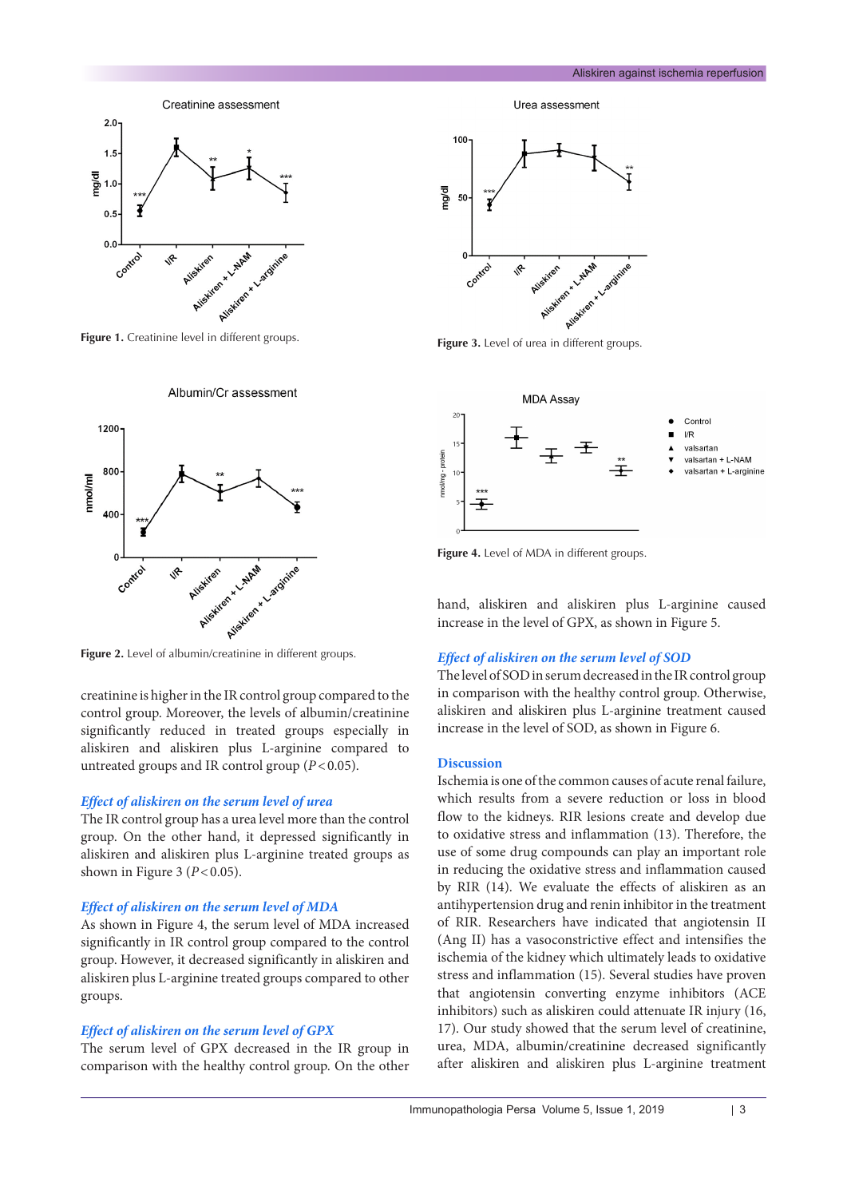Creatinine assessment

mg/dl

2.0
1.5
1.0
0.5
0.0

***
**
*
***

Control
I/R
Aliskiren
Aliskiren + L-NAM
Aliskiren + L-arginine

**Figure 1.** Creatinine level in different groups.

Urea assessment

mg/dl

100
50
0

***
**

Control
I/R
Aliskiren
Aliskiren + L-NAM
Aliskiren + L-arginine

**Figure 3.** Level of urea in different groups.

Albumin/Cr assessment

nmol/ml

1200
800
400
0

***
**
***

Control
I/R
Aliskiren
Aliskiren + L-NAM
Aliskiren + L-arginine

**Figure 2.** Level of albumin/creatinine in different groups.

MDA Assay

nmol/mg - protein

20
15
10
5
0

***
**

Control
I/R
valsartan
valsartan + L-NAM
valsartan + L-arginine

**Figure 4.** Level of MDA in different groups.

creatinine is higher in the IR control group compared to the control group. Moreover, the levels of albumin/creatinine significantly reduced in treated groups especially in aliskiren and aliskiren plus L-arginine compared to untreated groups and IR control group ($P<0.05$).

### *Effect of aliskiren on the serum level of urea*

The IR control group has a urea level more than the control group. On the other hand, it depressed significantly in aliskiren and aliskiren plus L-arginine treated groups as shown in Figure 3 ($P<0.05$).

### *Effect of aliskiren on the serum level of MDA*

As shown in Figure 4, the serum level of MDA increased significantly in IR control group compared to the control group. However, it decreased significantly in aliskiren and aliskiren plus L-arginine treated groups compared to other groups.

### *Effect of aliskiren on the serum level of GPX*

The serum level of GPX decreased in the IR group in comparison with the healthy control group. On the other hand, aliskiren and aliskiren plus L-arginine caused increase in the level of GPX, as shown in Figure 5.

### *Effect of aliskiren on the serum level of SOD*

The level of SOD in serum decreased in the IR control group in comparison with the healthy control group. Otherwise, aliskiren and aliskiren plus L-arginine treatment caused increase in the level of SOD, as shown in Figure 6.

## Discussion

Ischemia is one of the common causes of acute renal failure, which results from a severe reduction or loss in blood flow to the kidneys. RIR lesions create and develop due to oxidative stress and inflammation (13). Therefore, the use of some drug compounds can play an important role in reducing the oxidative stress and inflammation caused by RIR (14). We evaluate the effects of aliskiren as an antihypertension drug and renin inhibitor in the treatment of RIR. Researchers have indicated that angiotensin II (Ang II) has a vasoconstrictive effect and intensifies the ischemia of the kidney which ultimately leads to oxidative stress and inflammation (15). Several studies have proven that angiotensin converting enzyme inhibitors (ACE inhibitors) such as aliskiren could attenuate IR injury (16, 17). Our study showed that the serum level of creatinine, urea, MDA, albumin/creatinine decreased significantly after aliskiren and aliskiren plus L-arginine treatment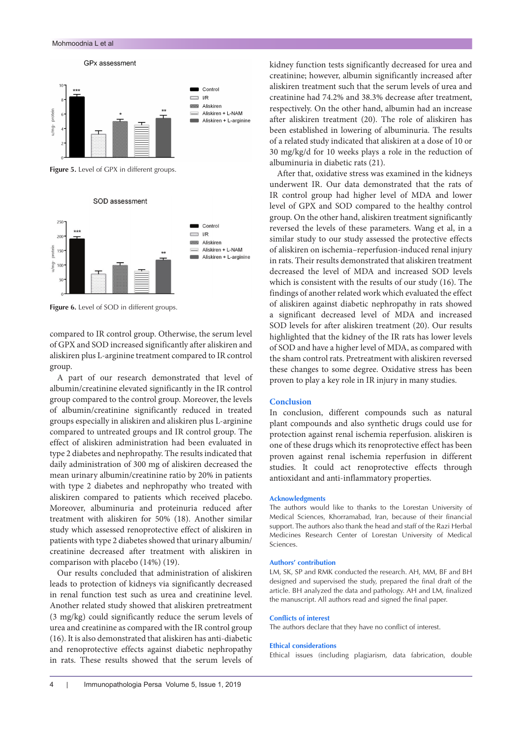GPx assessment

u/mg- protein

10
8
6
4
2
0

***
*
**

Control
I/R
Aliskiren
Aliskiren + L-NAM
Aliskiren + L-arginine

**Figure 5.** Level of GPX in different groups.

SOD assessment

u/mg- protein

250
200
150
100
50
0

***
**

Control
I/R
Aliskiren
Aliskiren + L-NAM
Aliskiren + L-arginine

**Figure 6.** Level of SOD in different groups.

compared to IR control group. Otherwise, the serum level of GPX and SOD increased significantly after aliskiren and aliskiren plus L-arginine treatment compared to IR control group.

A part of our research demonstrated that level of albumin/creatinine elevated significantly in the IR control group compared to the control group. Moreover, the levels of albumin/creatinine significantly reduced in treated groups especially in aliskiren and aliskiren plus L-arginine compared to untreated groups and IR control group. The effect of aliskiren administration had been evaluated in type 2 diabetes and nephropathy. The results indicated that daily administration of 300 mg of aliskiren decreased the mean urinary albumin/creatinine ratio by 20% in patients with type 2 diabetes and nephropathy who treated with aliskiren compared to patients which received placebo. Moreover, albuminuria and proteinuria reduced after treatment with aliskiren for 50% (18). Another similar study which assessed renoprotective effect of aliskiren in patients with type 2 diabetes showed that urinary albumin/creatinine decreased after treatment with aliskiren in comparison with placebo (14%) (19).

Our results concluded that administration of aliskiren leads to protection of kidneys via significantly decreased in renal function test such as urea and creatinine level. Another related study showed that aliskiren pretreatment (3 mg/kg) could significantly reduce the serum levels of urea and creatinine as compared with the IR control group (16). It is also demonstrated that aliskiren has anti-diabetic and renoprotective effects against diabetic nephropathy in rats. These results showed that the serum levels of kidney function tests significantly decreased for urea and creatinine; however, albumin significantly increased after aliskiren treatment such that the serum levels of urea and creatinine had 74.2% and 38.3% decrease after treatment, respectively. On the other hand, albumin had an increase after aliskiren treatment (20). The role of aliskiren has been established in lowering of albuminuria. The results of a related study indicated that aliskiren at a dose of 10 or 30 mg/kg/d for 10 weeks plays a role in the reduction of albuminuria in diabetic rats (21).

After that, oxidative stress was examined in the kidneys underwent IR. Our data demonstrated that the rats of IR control group had higher level of MDA and lower level of GPX and SOD compared to the healthy control group. On the other hand, aliskiren treatment significantly reversed the levels of these parameters. Wang et al, in a similar study to our study assessed the protective effects of aliskiren on ischemia–reperfusion-induced renal injury in rats. Their results demonstrated that aliskiren treatment decreased the level of MDA and increased SOD levels which is consistent with the results of our study (16). The findings of another related work which evaluated the effect of aliskiren against diabetic nephropathy in rats showed a significant decreased level of MDA and increased SOD levels for after aliskiren treatment (20). Our results highlighted that the kidney of the IR rats has lower levels of SOD and have a higher level of MDA, as compared with the sham control rats. Pretreatment with aliskiren reversed these changes to some degree. Oxidative stress has been proven to play a key role in IR injury in many studies.

## Conclusion

In conclusion, different compounds such as natural plant compounds and also synthetic drugs could use for protection against renal ischemia reperfusion. aliskiren is one of these drugs which its renoprotective effect has been proven against renal ischemia reperfusion in different studies. It could act renoprotective effects through antioxidant and anti-inflammatory properties.

### Acknowledgments

The authors would like to thanks to the Lorestan University of Medical Sciences, Khorramabad, Iran, because of their financial support. The authors also thank the head and staff of the Razi Herbal Medicines Research Center of Lorestan University of Medical Sciences.

### Authors' contribution

LM, SK, SP and RMK conducted the research. AH, MM, BF and BH designed and supervised the study, prepared the final draft of the article. BH analyzed the data and pathology. AH and LM, finalized the manuscript. All authors read and signed the final paper.

### Conflicts of interest

The authors declare that they have no conflict of interest.

### Ethical considerations

Ethical issues (including plagiarism, data fabrication, double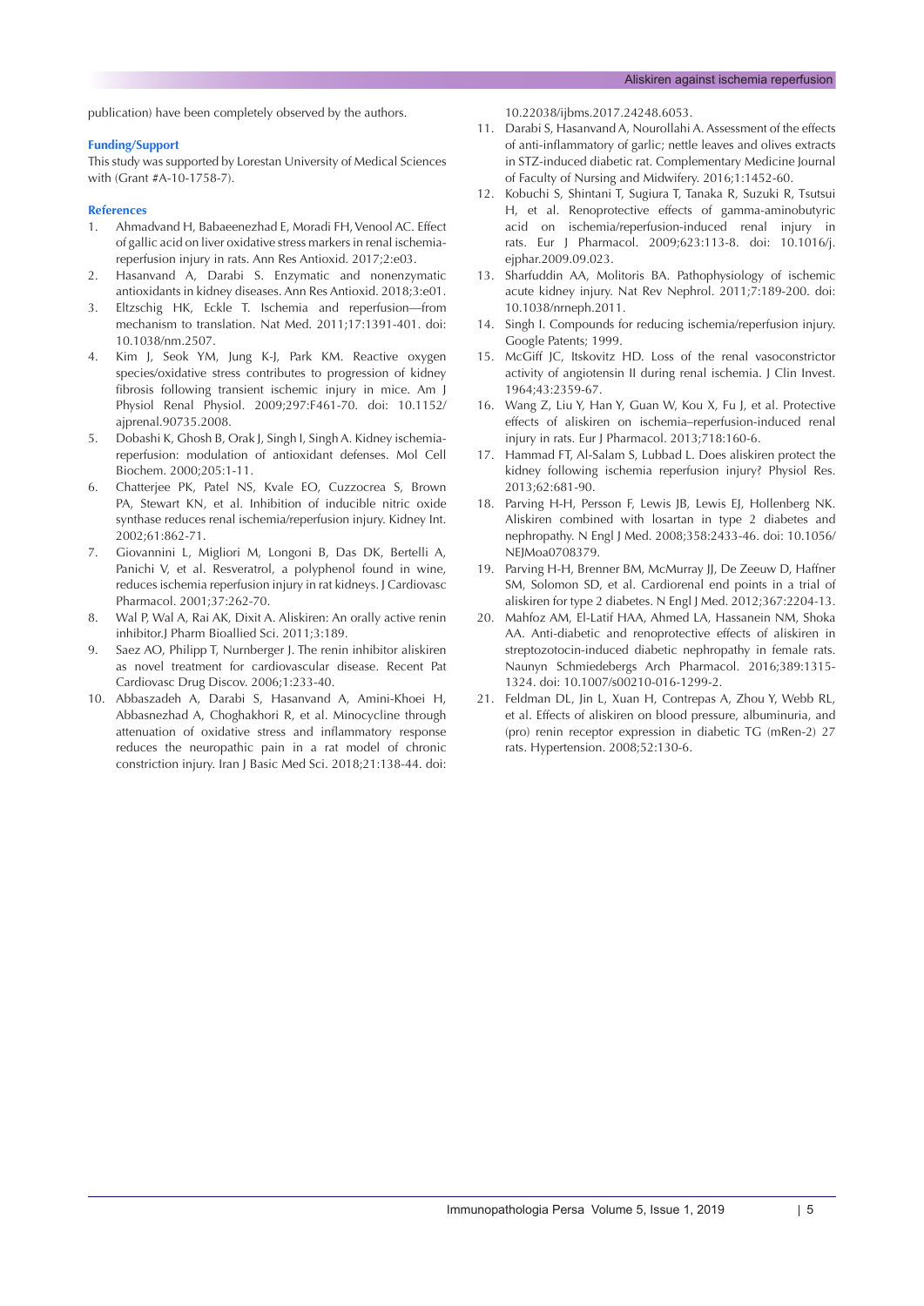publication) have been completely observed by the authors.

### Funding/Support

This study was supported by Lorestan University of Medical Sciences with (Grant #A-10-1758-7).

### References

1. Ahmadvand H, Babaeenezhad E, Moradi FH, Venool AC. Effect of gallic acid on liver oxidative stress markers in renal ischemia-reperfusion injury in rats. Ann Res Antioxid. 2017;2:e03.
2. Hasanvand A, Darabi S. Enzymatic and nonenzymatic antioxidants in kidney diseases. Ann Res Antioxid. 2018;3:e01.
3. Eltzschig HK, Eckle T. Ischemia and reperfusion—from mechanism to translation. Nat Med. 2011;17:1391-401. doi: 10.1038/nm.2507.
4. Kim J, Seok YM, Jung K-J, Park KM. Reactive oxygen species/oxidative stress contributes to progression of kidney fibrosis following transient ischemic injury in mice. Am J Physiol Renal Physiol. 2009;297:F461-70. doi: 10.1152/ajprenal.90735.2008.
5. Dobashi K, Ghosh B, Orak J, Singh I, Singh A. Kidney ischemia-reperfusion: modulation of antioxidant defenses. Mol Cell Biochem. 2000;205:1-11.
6. Chatterjee PK, Patel NS, Kvale EO, Cuzzocrea S, Brown PA, Stewart KN, et al. Inhibition of inducible nitric oxide synthase reduces renal ischemia/reperfusion injury. Kidney Int. 2002;61:862-71.
7. Giovannini L, Migliori M, Longoni B, Das DK, Bertelli A, Panichi V, et al. Resveratrol, a polyphenol found in wine, reduces ischemia reperfusion injury in rat kidneys. J Cardiovasc Pharmacol. 2001;37:262-70.
8. Wal P, Wal A, Rai AK, Dixit A. Aliskiren: An orally active renin inhibitor.J Pharm Bioallied Sci. 2011;3:189.
9. Saez AO, Philipp T, Nurnberger J. The renin inhibitor aliskiren as novel treatment for cardiovascular disease. Recent Pat Cardiovasc Drug Discov. 2006;1:233-40.
10. Abbaszadeh A, Darabi S, Hasanvand A, Amini-Khoei H, Abbasnezhad A, Choghakhori R, et al. Minocycline through attenuation of oxidative stress and inflammatory response reduces the neuropathic pain in a rat model of chronic constriction injury. Iran J Basic Med Sci. 2018;21:138-44. doi: 10.22038/ijbms.2017.24248.6053.
11. Darabi S, Hasanvand A, Nourollahi A. Assessment of the effects of anti-inflammatory of garlic; nettle leaves and olives extracts in STZ-induced diabetic rat. Complementary Medicine Journal of Faculty of Nursing and Midwifery. 2016;1:1452-60.
12. Kobuchi S, Shintani T, Sugiura T, Tanaka R, Suzuki R, Tsutsui H, et al. Renoprotective effects of gamma-aminobutyric acid on ischemia/reperfusion-induced renal injury in rats. Eur J Pharmacol. 2009;623:113-8. doi: 10.1016/j.ejphar.2009.09.023.
13. Sharfuddin AA, Molitoris BA. Pathophysiology of ischemic acute kidney injury. Nat Rev Nephrol. 2011;7:189-200. doi: 10.1038/nrneph.2011.
14. Singh I. Compounds for reducing ischemia/reperfusion injury. Google Patents; 1999.
15. McGiff JC, Itskovitz HD. Loss of the renal vasoconstrictor activity of angiotensin II during renal ischemia. J Clin Invest. 1964;43:2359-67.
16. Wang Z, Liu Y, Han Y, Guan W, Kou X, Fu J, et al. Protective effects of aliskiren on ischemia–reperfusion-induced renal injury in rats. Eur J Pharmacol. 2013;718:160-6.
17. Hammad FT, Al-Salam S, Lubbad L. Does aliskiren protect the kidney following ischemia reperfusion injury? Physiol Res. 2013;62:681-90.
18. Parving H-H, Persson F, Lewis JB, Lewis EJ, Hollenberg NK. Aliskiren combined with losartan in type 2 diabetes and nephropathy. N Engl J Med. 2008;358:2433-46. doi: 10.1056/NEJMoa0708379.
19. Parving H-H, Brenner BM, McMurray JJ, De Zeeuw D, Haffner SM, Solomon SD, et al. Cardiorenal end points in a trial of aliskiren for type 2 diabetes. N Engl J Med. 2012;367:2204-13.
20. Mahfoz AM, El-Latif HAA, Ahmed LA, Hassanein NM, Shoka AA. Anti-diabetic and renoprotective effects of aliskiren in streptozotocin-induced diabetic nephropathy in female rats. Naunyn Schmiedebergs Arch Pharmacol. 2016;389:1315-1324. doi: 10.1007/s00210-016-1299-2.
21. Feldman DL, Jin L, Xuan H, Contrepas A, Zhou Y, Webb RL, et al. Effects of aliskiren on blood pressure, albuminuria, and (pro) renin receptor expression in diabetic TG (mRen-2) 27 rats. Hypertension. 2008;52:130-6.